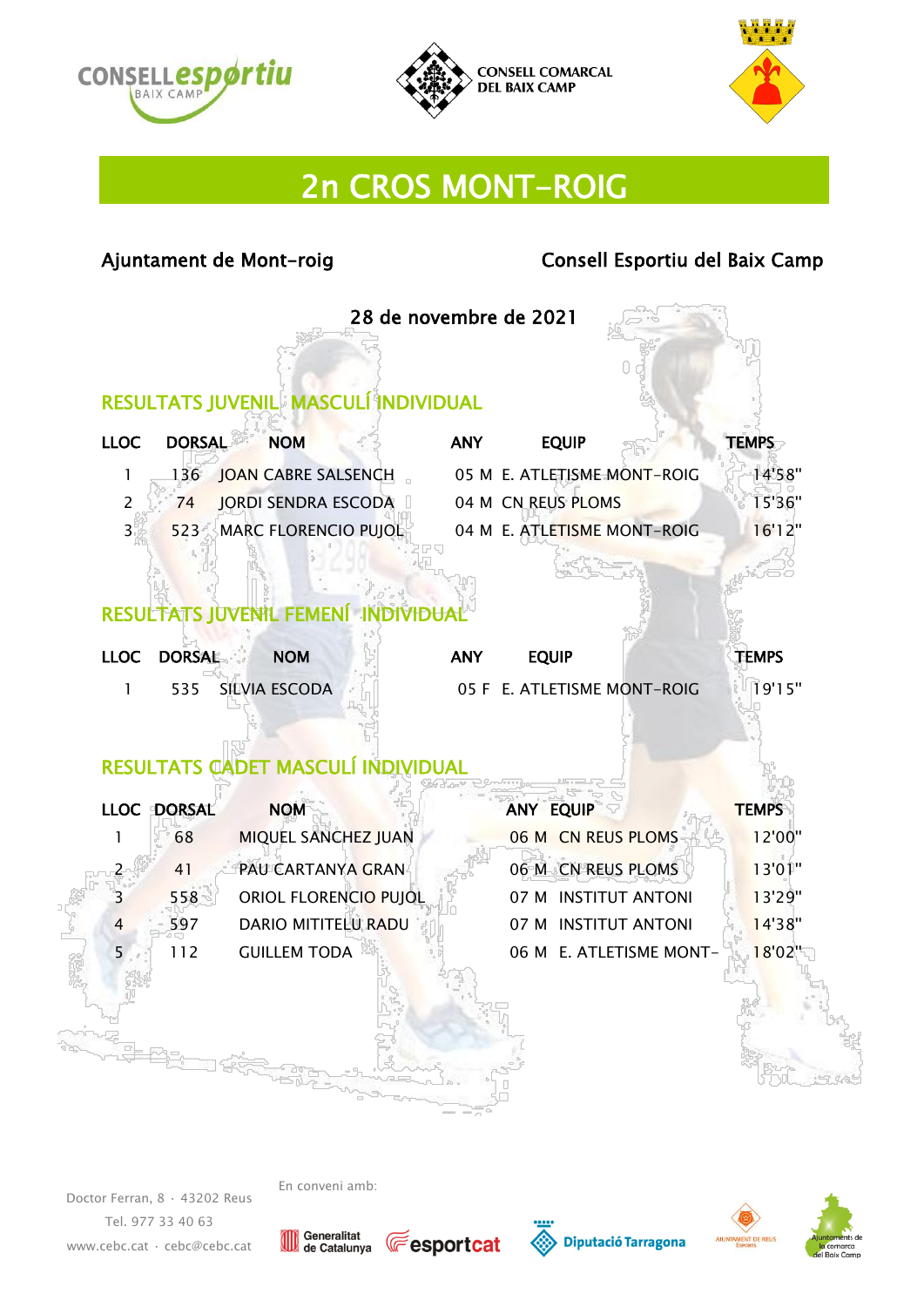# 2n CROS MONT-ROIG

Ajuntament de Mont-roig — Consell Esportiu del Baix Camp

28 de novembre de 2021

## RESULTATS JUVENIL MASCULÍ INDIVIDUAL

| LLOC | DORSAL | NOM | ANY | EQUIP | TEMPS |
|---|---|---|---|---|---|
| 1 | 136 | JOAN CABRE SALSENCH | 05 M | E. ATLETISME MONT-ROIG | 14'58" |
| 2 | 74 | JORDI SENDRA ESCODA | 04 M | CN REUS PLOMS | 15'36" |
| 3 | 523 | MARC FLORENCIO PUJOL | 04 M | E. ATLETISME MONT-ROIG | 16'12" |

## RESULTATS JUVENIL FEMENÍ INDIVIDUAL

| LLOC | DORSAL | NOM | ANY | EQUIP | TEMPS |
|---|---|---|---|---|---|
| 1 | 535 | SILVIA ESCODA | 05 F | E. ATLETISME MONT-ROIG | 19'15" |

## RESULTATS CADET MASCULÍ INDIVIDUAL

| LLOC | DORSAL | NOM | ANY | EQUIP | TEMPS |
|---|---|---|---|---|---|
| 1 | 68 | MIQUEL SANCHEZ JUAN | 06 M | CN REUS PLOMS | 12'00" |
| 2 | 41 | PAU CARTANYA GRAN | 06 M | CN REUS PLOMS | 13'01" |
| 3 | 558 | ORIOL FLORENCIO PUJOL | 07 M | INSTITUT ANTONI | 13'29" |
| 4 | 597 | DARIO MITITELU RADU | 07 M | INSTITUT ANTONI | 14'38" |
| 5 | 112 | GUILLEM TODA | 06 M | E. ATLETISME MONT- | 18'02" |

Doctor Ferran, 8 · 43202 Reus
Tel. 977 33 40 63
www.cebc.cat · cebc@cebc.cat

En conveni amb: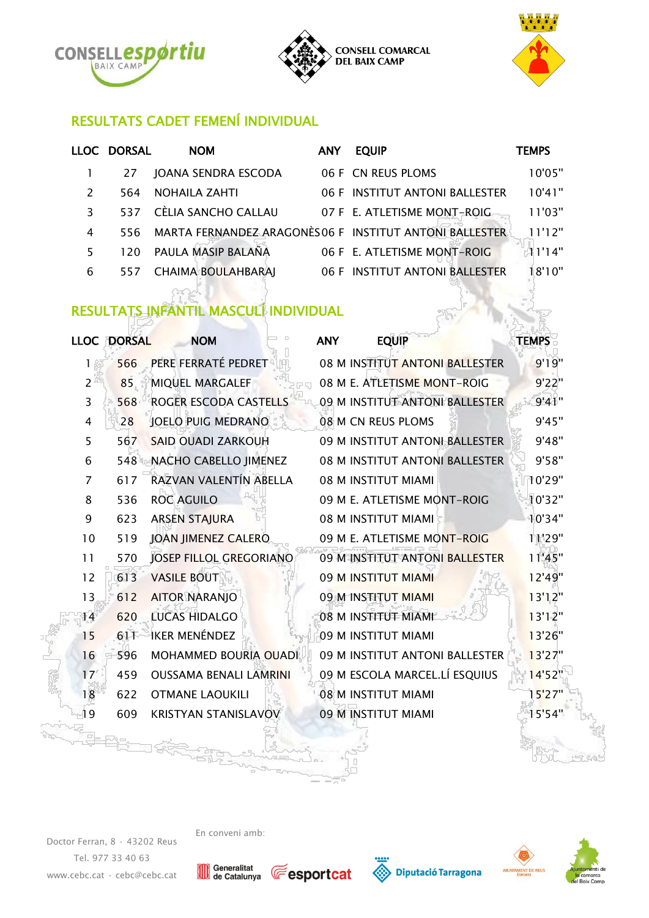## RESULTATS CADET FEMENÍ INDIVIDUAL

| LLOC | DORSAL | NOM | ANY | EQUIP | TEMPS |
|---|---|---|---|---|---|
| 1 | 27 | JOANA SENDRA ESCODA | 06 F | CN REUS PLOMS | 10'05" |
| 2 | 564 | NOHAILA ZAHTI | 06 F | INSTITUT ANTONI BALLESTER | 10'41" |
| 3 | 537 | CÈLIA SANCHO CALLAU | 07 F | E. ATLETISME MONT-ROIG | 11'03" |
| 4 | 556 | MARTA FERNANDEZ ARAGONÈS | 06 F | INSTITUT ANTONI BALLESTER | 11'12" |
| 5 | 120 | PAULA MASIP BALAÑA | 06 F | E. ATLETISME MONT-ROIG | 11'14" |
| 6 | 557 | CHAIMA BOULAHBARAJ | 06 F | INSTITUT ANTONI BALLESTER | 18'10" |

## RESULTATS INFANTIL MASCULÍ INDIVIDUAL

| LLOC | DORSAL | NOM | ANY | EQUIP | TEMPS |
|---|---|---|---|---|---|
| 1 | 566 | PERE FERRATÉ PEDRET | 08 M | INSTITUT ANTONI BALLESTER | 9'19" |
| 2 | 85 | MIQUEL MARGALEF | 08 M | E. ATLETISME MONT-ROIG | 9'22" |
| 3 | 568 | ROGER ESCODA CASTELLS | 09 M | INSTITUT ANTONI BALLESTER | 9'41" |
| 4 | 28 | JOELO PUIG MEDRANO | 08 M | CN REUS PLOMS | 9'45" |
| 5 | 567 | SAID OUADI ZARKOUH | 09 M | INSTITUT ANTONI BALLESTER | 9'48" |
| 6 | 548 | NACHO CABELLO JIMENEZ | 08 M | INSTITUT ANTONI BALLESTER | 9'58" |
| 7 | 617 | RAZVAN VALENTÍN ABELLA | 08 M | INSTITUT MIAMI | 10'29" |
| 8 | 536 | ROC AGUILO | 09 M | E. ATLETISME MONT-ROIG | 10'32" |
| 9 | 623 | ARSEN STAJURA | 08 M | INSTITUT MIAMI | 10'34" |
| 10 | 519 | JOAN JIMENEZ CALERO | 09 M | E. ATLETISME MONT-ROIG | 11'29" |
| 11 | 570 | JOSEP FILLOL GREGORIANO | 09 M | INSTITUT ANTONI BALLESTER | 11'45" |
| 12 | 613 | VASILE BOUT | 09 M | INSTITUT MIAMI | 12'49" |
| 13 | 612 | AITOR NARANJO | 09 M | INSTITUT MIAMI | 13'12" |
| 14 | 620 | LUCAS HIDALGO | 08 M | INSTITUT MIAMI | 13'12" |
| 15 | 611 | IKER MENÉNDEZ | 09 M | INSTITUT MIAMI | 13'26" |
| 16 | 596 | MOHAMMED BOURIA OUADI | 09 M | INSTITUT ANTONI BALLESTER | 13'27" |
| 17 | 459 | OUSSAMA BENALI LAMRINI | 09 M | ESCOLA MARCEL.LÍ ESQUIUS | 14'52" |
| 18 | 622 | OTMANE LAOUKILI | 08 M | INSTITUT MIAMI | 15'27" |
| 19 | 609 | KRISTYAN STANISLAVOV | 09 M | INSTITUT MIAMI | 15'54" |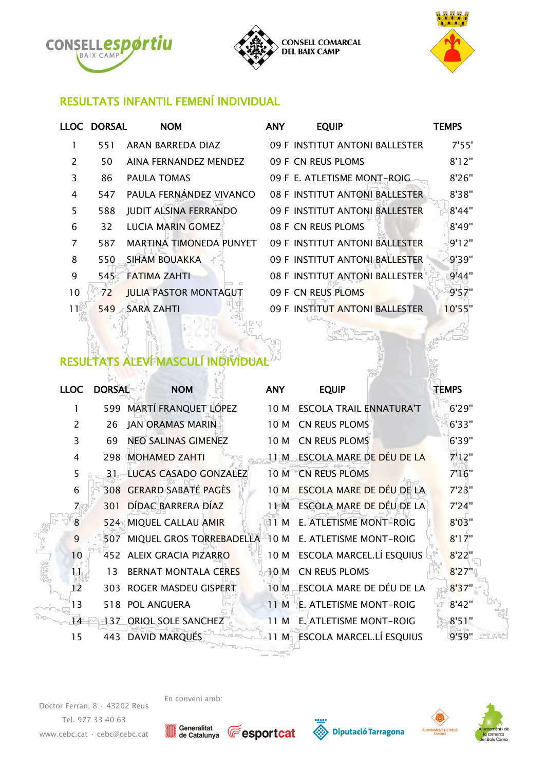## RESULTATS INFANTIL FEMENÍ INDIVIDUAL

| LLOC | DORSAL | NOM | ANY | EQUIP | TEMPS |
|---|---|---|---|---|---|
| 1 | 551 | ARAN BARREDA DIAZ | 09 F | INSTITUT ANTONI BALLESTER | 7'55' |
| 2 | 50 | AINA FERNANDEZ MENDEZ | 09 F | CN REUS PLOMS | 8'12" |
| 3 | 86 | PAULA TOMAS | 09 F | E. ATLETISME MONT-ROIG | 8'26" |
| 4 | 547 | PAULA FERNÁNDEZ VIVANCO | 08 F | INSTITUT ANTONI BALLESTER | 8'38" |
| 5 | 588 | JUDIT ALSINA FERRANDO | 09 F | INSTITUT ANTONI BALLESTER | 8'44" |
| 6 | 32 | LUCIA MARIN GOMEZ | 08 F | CN REUS PLOMS | 8'49" |
| 7 | 587 | MARTINA TIMONEDA PUNYET | 09 F | INSTITUT ANTONI BALLESTER | 9'12" |
| 8 | 550 | SIHAM BOUAKKA | 09 F | INSTITUT ANTONI BALLESTER | 9'39" |
| 9 | 545 | FATIMA ZAHTI | 08 F | INSTITUT ANTONI BALLESTER | 9'44" |
| 10 | 72 | JULIA PASTOR MONTAGUT | 09 F | CN REUS PLOMS | 9'57" |
| 11 | 549 | SARA ZAHTI | 09 F | INSTITUT ANTONI BALLESTER | 10'55" |

## RESULTATS ALEVÍ MASCULÍ INDIVIDUAL

| LLOC | DORSAL | NOM | ANY | EQUIP | TEMPS |
|---|---|---|---|---|---|
| 1 | 599 | MARTÍ FRANQUET LÓPEZ | 10 M | ESCOLA TRAIL ENNATURA'T | 6'29" |
| 2 | 26 | JAN ORAMAS MARIN | 10 M | CN REUS PLOMS | 6'33" |
| 3 | 69 | NEO SALINAS GIMENEZ | 10 M | CN REUS PLOMS | 6'39" |
| 4 | 298 | MOHAMED ZAHTI | 11 M | ESCOLA MARE DE DÉU DE LA | 7'12" |
| 5 | 31 | LUCAS CASADO GONZALEZ | 10 M | CN REUS PLOMS | 7'16" |
| 6 | 308 | GERARD SABATÉ PAGÈS | 10 M | ESCOLA MARE DE DÉU DE LA | 7'23" |
| 7 | 301 | DÍDAC BARRERA DÍAZ | 11 M | ESCOLA MARE DE DÉU DE LA | 7'24" |
| 8 | 524 | MIQUEL CALLAU AMIR | 11 M | E. ATLETISME MONT-ROIG | 8'03" |
| 9 | 507 | MIQUEL GROS TORREBADELLA | 10 M | E. ATLETISME MONT-ROIG | 8'17" |
| 10 | 452 | ALEIX GRACIA PIZARRO | 10 M | ESCOLA MARCEL.LÍ ESQUIUS | 8'22" |
| 11 | 13 | BERNAT MONTALA CERES | 10 M | CN REUS PLOMS | 8'27" |
| 12 | 303 | ROGER MASDEU GISPERT | 10 M | ESCOLA MARE DE DÉU DE LA | 8'37" |
| 13 | 518 | POL ANGUERA | 11 M | E. ATLETISME MONT-ROIG | 8'42" |
| 14 | 137 | ORIOL SOLE SANCHEZ | 11 M | E. ATLETISME MONT-ROIG | 8'51" |
| 15 | 443 | DAVID MARQUÉS | 11 M | ESCOLA MARCEL.LÍ ESQUIUS | 9'59" |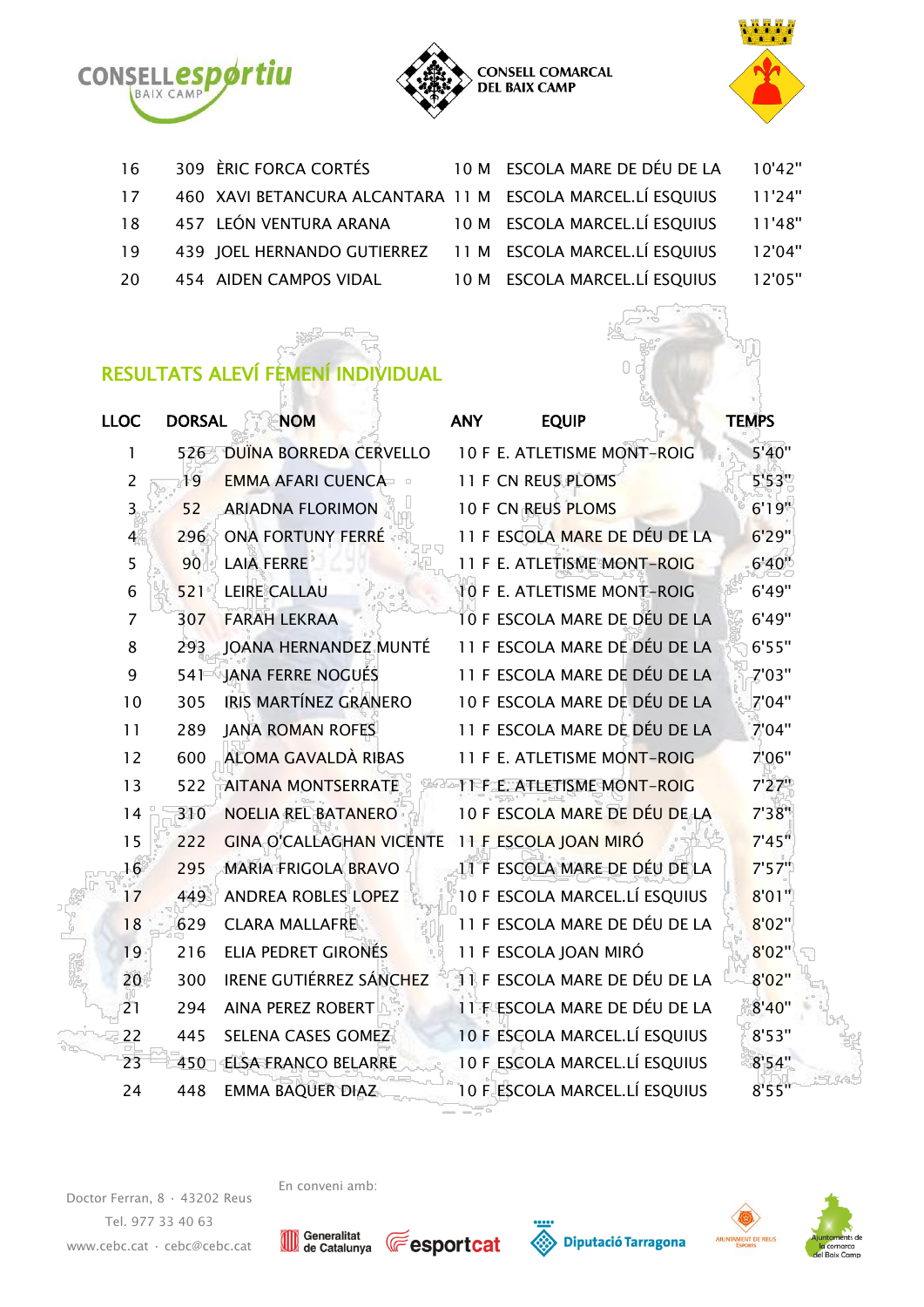| | | | | | |
|---|---|---|---|---|---|
| 16 | 309 | ÈRIC FORCA CORTÉS | 10 M | ESCOLA MARE DE DÉU DE LA | 10'42" |
| 17 | 460 | XAVI BETANCURA ALCANTARA | 11 M | ESCOLA MARCEL.LÍ ESQUIUS | 11'24" |
| 18 | 457 | LEÓN VENTURA ARANA | 10 M | ESCOLA MARCEL.LÍ ESQUIUS | 11'48" |
| 19 | 439 | JOEL HERNANDO GUTIERREZ | 11 M | ESCOLA MARCEL.LÍ ESQUIUS | 12'04" |
| 20 | 454 | AIDEN CAMPOS VIDAL | 10 M | ESCOLA MARCEL.LÍ ESQUIUS | 12'05" |

## RESULTATS ALEVÍ FEMENÍ INDIVIDUAL

| LLOC | DORSAL | NOM | ANY | EQUIP | TEMPS |
|---|---|---|---|---|---|
| 1 | 526 | DUÍNA BORREDA CERVELLO | 10 F | E. ATLETISME MONT-ROIG | 5'40" |
| 2 | 19 | EMMA AFARI CUENCA | 11 F | CN REUS PLOMS | 5'53" |
| 3 | 52 | ARIADNA FLORIMON | 10 F | CN REUS PLOMS | 6'19" |
| 4 | 296 | ONA FORTUNY FERRÉ | 11 F | ESCOLA MARE DE DÉU DE LA | 6'29" |
| 5 | 90 | LAIA FERRE | 11 F | E. ATLETISME MONT-ROIG | 6'40" |
| 6 | 521 | LEIRE CALLAU | 10 F | E. ATLETISME MONT-ROIG | 6'49" |
| 7 | 307 | FARAH LEKRAA | 10 F | ESCOLA MARE DE DÉU DE LA | 6'49" |
| 8 | 293 | JOANA HERNANDEZ MUNTÉ | 11 F | ESCOLA MARE DE DÉU DE LA | 6'55" |
| 9 | 541 | JANA FERRE NOGUÉS | 11 F | ESCOLA MARE DE DÉU DE LA | 7'03" |
| 10 | 305 | IRIS MARTÍNEZ GRANERO | 10 F | ESCOLA MARE DE DÉU DE LA | 7'04" |
| 11 | 289 | JANA ROMAN ROFES | 11 F | ESCOLA MARE DE DÉU DE LA | 7'04" |
| 12 | 600 | ALOMA GAVALDÀ RIBAS | 11 F | E. ATLETISME MONT-ROIG | 7'06" |
| 13 | 522 | AITANA MONTSERRATE | 11 F | E. ATLETISME MONT-ROIG | 7'27" |
| 14 | 310 | NOELIA REL BATANERO | 10 F | ESCOLA MARE DE DÉU DE LA | 7'38" |
| 15 | 222 | GINA O'CALLAGHAN VICENTE | 11 F | ESCOLA JOAN MIRÓ | 7'45" |
| 16 | 295 | MARIA FRIGOLA BRAVO | 11 F | ESCOLA MARE DE DÉU DE LA | 7'57" |
| 17 | 449 | ANDREA ROBLES LOPEZ | 10 F | ESCOLA MARCEL.LÍ ESQUIUS | 8'01" |
| 18 | 629 | CLARA MALLAFRE | 11 F | ESCOLA MARE DE DÉU DE LA | 8'02" |
| 19 | 216 | ELIA PEDRET GIRONÉS | 11 F | ESCOLA JOAN MIRÓ | 8'02" |
| 20 | 300 | IRENE GUTIÉRREZ SÁNCHEZ | 11 F | ESCOLA MARE DE DÉU DE LA | 8'02" |
| 21 | 294 | AINA PEREZ ROBERT | 11 F | ESCOLA MARE DE DÉU DE LA | 8'40" |
| 22 | 445 | SELENA CASES GOMEZ | 10 F | ESCOLA MARCEL.LÍ ESQUIUS | 8'53" |
| 23 | 450 | ELSA FRANCO BELARRE | 10 F | ESCOLA MARCEL.LÍ ESQUIUS | 8'54" |
| 24 | 448 | EMMA BAQUER DIAZ | 10 F | ESCOLA MARCEL.LÍ ESQUIUS | 8'55" |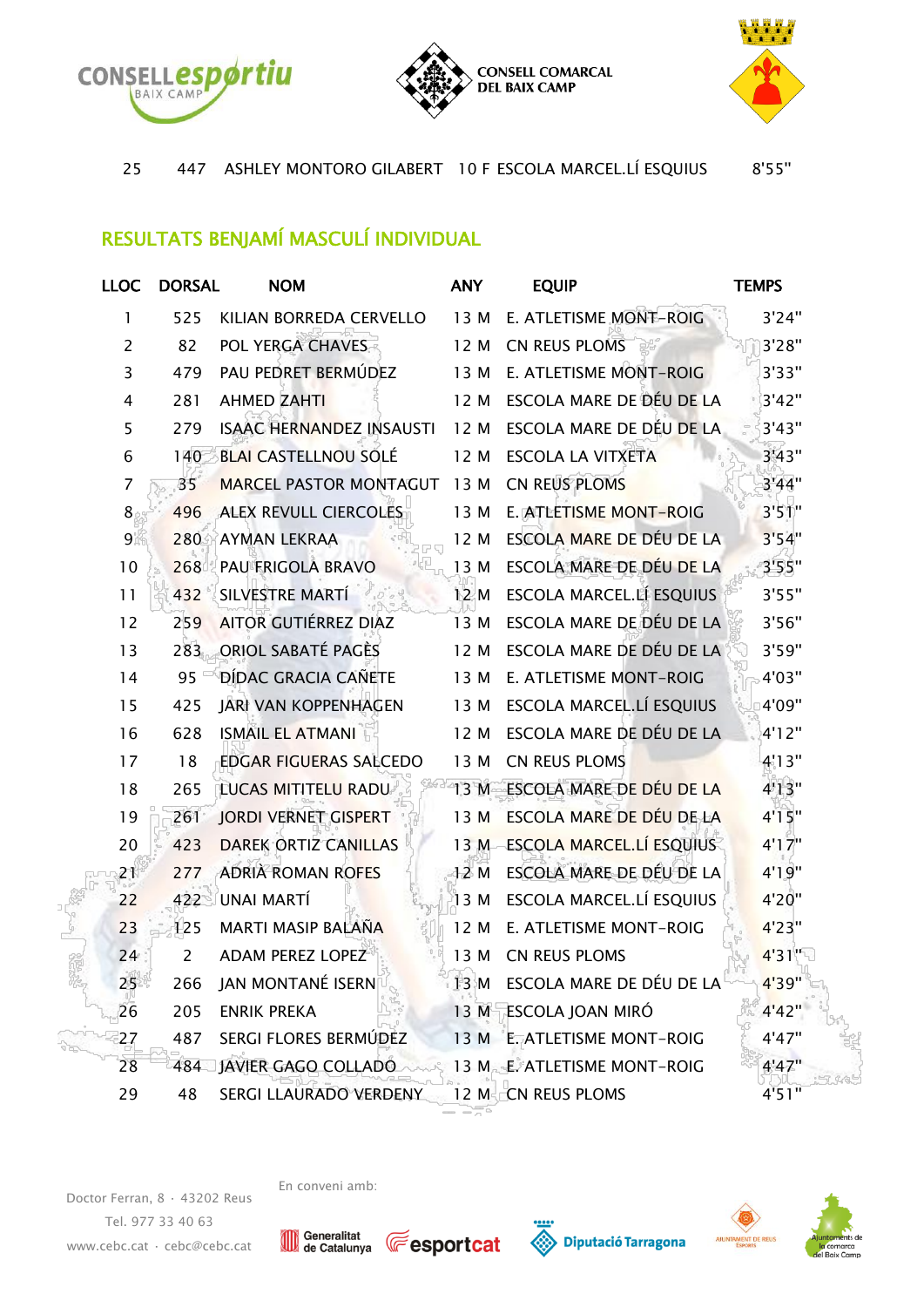| 25 | 447 | ASHLEY MONTORO GILABERT | 10 F | ESCOLA MARCEL.LÍ ESQUIUS | 8'55" |
|---|---|---|---|---|---|

## RESULTATS BENJAMÍ MASCULÍ INDIVIDUAL

| LLOC | DORSAL | NOM | ANY | EQUIP | TEMPS |
|---|---|---|---|---|---|
| 1 | 525 | KILIAN BORREDA CERVELLO | 13 M | E. ATLETISME MONT-ROIG | 3'24" |
| 2 | 82 | POL YERGA CHAVES | 12 M | CN REUS PLOMS | 3'28" |
| 3 | 479 | PAU PEDRET BERMÚDEZ | 13 M | E. ATLETISME MONT-ROIG | 3'33" |
| 4 | 281 | AHMED ZAHTI | 12 M | ESCOLA MARE DE DÉU DE LA | 3'42" |
| 5 | 279 | ISAAC HERNANDEZ INSAUSTI | 12 M | ESCOLA MARE DE DÉU DE LA | 3'43" |
| 6 | 140 | BLAI CASTELLNOU SOLÉ | 12 M | ESCOLA LA VITXETA | 3'43" |
| 7 | 35 | MARCEL PASTOR MONTAGUT | 13 M | CN REUS PLOMS | 3'44" |
| 8 | 496 | ALEX REVULL CIERCOLES | 13 M | E. ATLETISME MONT-ROIG | 3'51" |
| 9 | 280 | AYMAN LEKRAA | 12 M | ESCOLA MARE DE DÉU DE LA | 3'54" |
| 10 | 268 | PAU FRIGOLA BRAVO | 13 M | ESCOLA MARE DE DÉU DE LA | 3'55" |
| 11 | 432 | SILVESTRE MARTÍ | 12 M | ESCOLA MARCEL.LÍ ESQUIUS | 3'55" |
| 12 | 259 | AITOR GUTIÉRREZ DIAZ | 13 M | ESCOLA MARE DE DÉU DE LA | 3'56" |
| 13 | 283 | ORIOL SABATÉ PAGÈS | 12 M | ESCOLA MARE DE DÉU DE LA | 3'59" |
| 14 | 95 | DÍDAC GRACIA CAÑETE | 13 M | E. ATLETISME MONT-ROIG | 4'03" |
| 15 | 425 | JARI VAN KOPPENHAGEN | 13 M | ESCOLA MARCEL.LÍ ESQUIUS | 4'09" |
| 16 | 628 | ISMAIL EL ATMANI | 12 M | ESCOLA MARE DE DÉU DE LA | 4'12" |
| 17 | 18 | EDGAR FIGUERAS SALCEDO | 13 M | CN REUS PLOMS | 4'13" |
| 18 | 265 | LUCAS MITITELU RADU | 13 M | ESCOLA MARE DE DÉU DE LA | 4'13" |
| 19 | 261 | JORDI VERNET GISPERT | 13 M | ESCOLA MARE DE DÉU DE LA | 4'15" |
| 20 | 423 | DAREK ORTIZ CANILLAS | 13 M | ESCOLA MARCEL.LÍ ESQUIUS | 4'17" |
| 21 | 277 | ADRIÀ ROMAN ROFES | 12 M | ESCOLA MARE DE DÉU DE LA | 4'19" |
| 22 | 422 | UNAI MARTÍ | 13 M | ESCOLA MARCEL.LÍ ESQUIUS | 4'20" |
| 23 | 125 | MARTI MASIP BALAÑA | 12 M | E. ATLETISME MONT-ROIG | 4'23" |
| 24 | 2 | ADAM PEREZ LOPEZ | 13 M | CN REUS PLOMS | 4'31" |
| 25 | 266 | JAN MONTANÉ ISERN | 13 M | ESCOLA MARE DE DÉU DE LA | 4'39" |
| 26 | 205 | ENRIK PREKA | 13 M | ESCOLA JOAN MIRÓ | 4'42" |
| 27 | 487 | SERGI FLORES BERMÚDEZ | 13 M | E. ATLETISME MONT-ROIG | 4'47" |
| 28 | 484 | JAVIER GAGO COLLADO | 13 M | E. ATLETISME MONT-ROIG | 4'47" |
| 29 | 48 | SERGI LLAURADO VERDENY | 12 M | CN REUS PLOMS | 4'51" |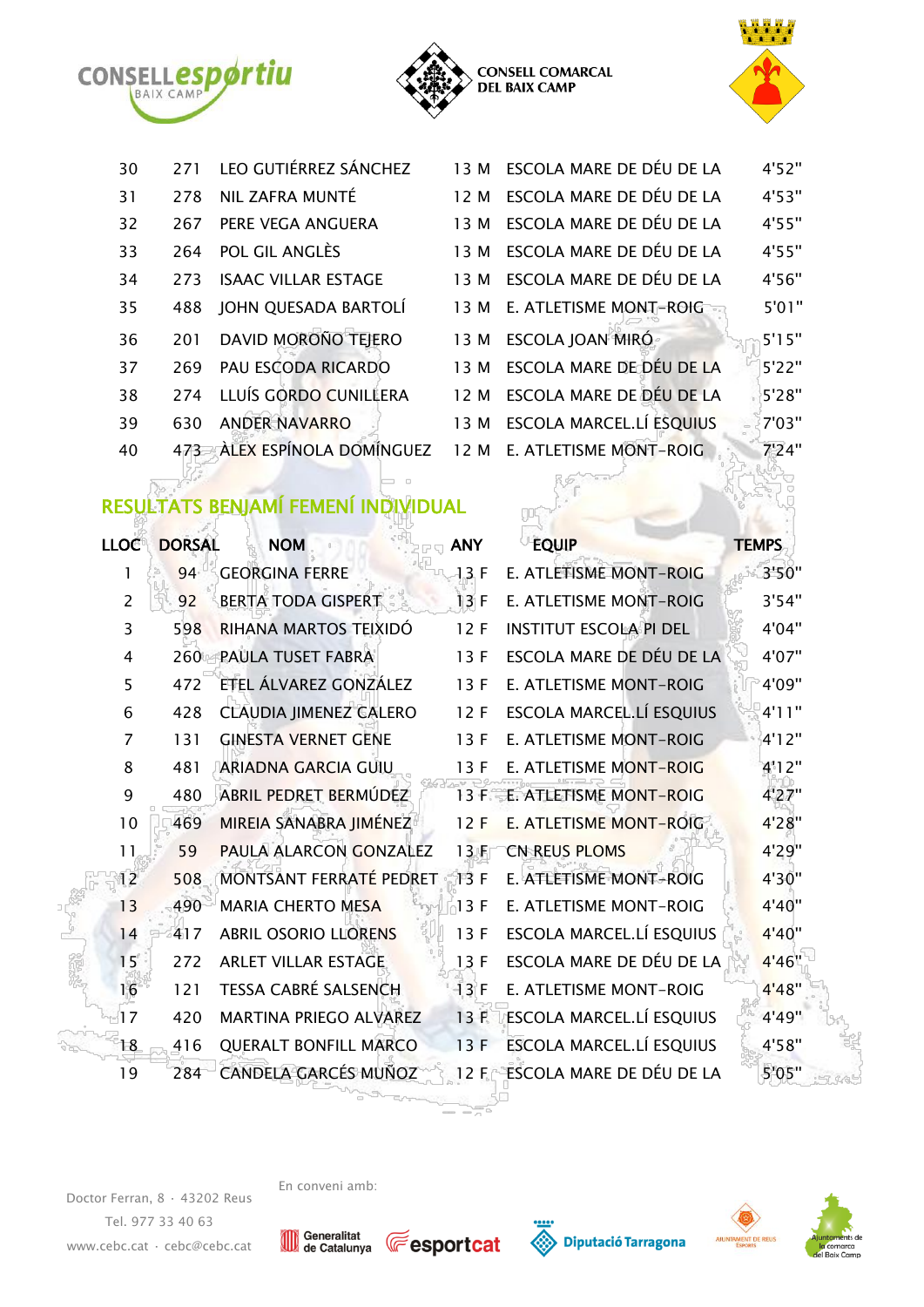| | | | | | |
|---|---|---|---|---|---|
| 30 | 271 | LEO GUTIÉRREZ SÁNCHEZ | 13 M | ESCOLA MARE DE DÉU DE LA | 4'52" |
| 31 | 278 | NIL ZAFRA MUNTÉ | 12 M | ESCOLA MARE DE DÉU DE LA | 4'53" |
| 32 | 267 | PERE VEGA ANGUERA | 13 M | ESCOLA MARE DE DÉU DE LA | 4'55" |
| 33 | 264 | POL GIL ANGLÈS | 13 M | ESCOLA MARE DE DÉU DE LA | 4'55" |
| 34 | 273 | ISAAC VILLAR ESTAGE | 13 M | ESCOLA MARE DE DÉU DE LA | 4'56" |
| 35 | 488 | JOHN QUESADA BARTOLÍ | 13 M | E. ATLETISME MONT-ROIG | 5'01" |
| 36 | 201 | DAVID MOROÑO TEJERO | 13 M | ESCOLA JOAN MIRÓ | 5'15" |
| 37 | 269 | PAU ESCODA RICARDO | 13 M | ESCOLA MARE DE DÉU DE LA | 5'22" |
| 38 | 274 | LLUÍS GORDO CUNILLERA | 12 M | ESCOLA MARE DE DÉU DE LA | 5'28" |
| 39 | 630 | ANDER NAVARRO | 13 M | ESCOLA MARCEL.LÍ ESQUIUS | 7'03" |
| 40 | 473 | ÀLEX ESPÍNOLA DOMÍNGUEZ | 12 M | E. ATLETISME MONT-ROIG | 7'24" |

## RESULTATS BENJAMÍ FEMENÍ INDIVIDUAL

| LLOC | DORSAL | NOM | ANY | EQUIP | TEMPS |
|---|---|---|---|---|---|
| 1 | 94 | GEORGINA FERRE | 13 F | E. ATLETISME MONT-ROIG | 3'50" |
| 2 | 92 | BERTA TODA GISPERT | 13 F | E. ATLETISME MONT-ROIG | 3'54" |
| 3 | 598 | RIHANA MARTOS TEIXIDÓ | 12 F | INSTITUT ESCOLA PI DEL | 4'04" |
| 4 | 260 | PAULA TUSET FABRA | 13 F | ESCOLA MARE DE DÉU DE LA | 4'07" |
| 5 | 472 | ETEL ÁLVAREZ GONZÁLEZ | 13 F | E. ATLETISME MONT-ROIG | 4'09" |
| 6 | 428 | CLAUDIA JIMENEZ CALERO | 12 F | ESCOLA MARCEL.LÍ ESQUIUS | 4'11" |
| 7 | 131 | GINESTA VERNET GENE | 13 F | E. ATLETISME MONT-ROIG | 4'12" |
| 8 | 481 | ARIADNA GARCIA GUIU | 13 F | E. ATLETISME MONT-ROIG | 4'12" |
| 9 | 480 | ABRIL PEDRET BERMÚDEZ | 13 F | E. ATLETISME MONT-ROIG | 4'27" |
| 10 | 469 | MIREIA SANABRA JIMÉNEZ | 12 F | E. ATLETISME MONT-ROIG | 4'28" |
| 11 | 59 | PAULA ALARCON GONZALEZ | 13 F | CN REUS PLOMS | 4'29" |
| 12 | 508 | MONTSANT FERRATÉ PEDRET | 13 F | E. ATLETISME MONT-ROIG | 4'30" |
| 13 | 490 | MARIA CHERTO MESA | 13 F | E. ATLETISME MONT-ROIG | 4'40" |
| 14 | 417 | ABRIL OSORIO LLORENS | 13 F | ESCOLA MARCEL.LÍ ESQUIUS | 4'40" |
| 15 | 272 | ARLET VILLAR ESTAGE | 13 F | ESCOLA MARE DE DÉU DE LA | 4'46" |
| 16 | 121 | TESSA CABRÉ SALSENCH | 13 F | E. ATLETISME MONT-ROIG | 4'48" |
| 17 | 420 | MARTINA PRIEGO ALVAREZ | 13 F | ESCOLA MARCEL.LÍ ESQUIUS | 4'49" |
| 18 | 416 | QUERALT BONFILL MARCO | 13 F | ESCOLA MARCEL.LÍ ESQUIUS | 4'58" |
| 19 | 284 | CANDELA GARCÉS MUÑOZ | 12 F | ESCOLA MARE DE DÉU DE LA | 5'05" |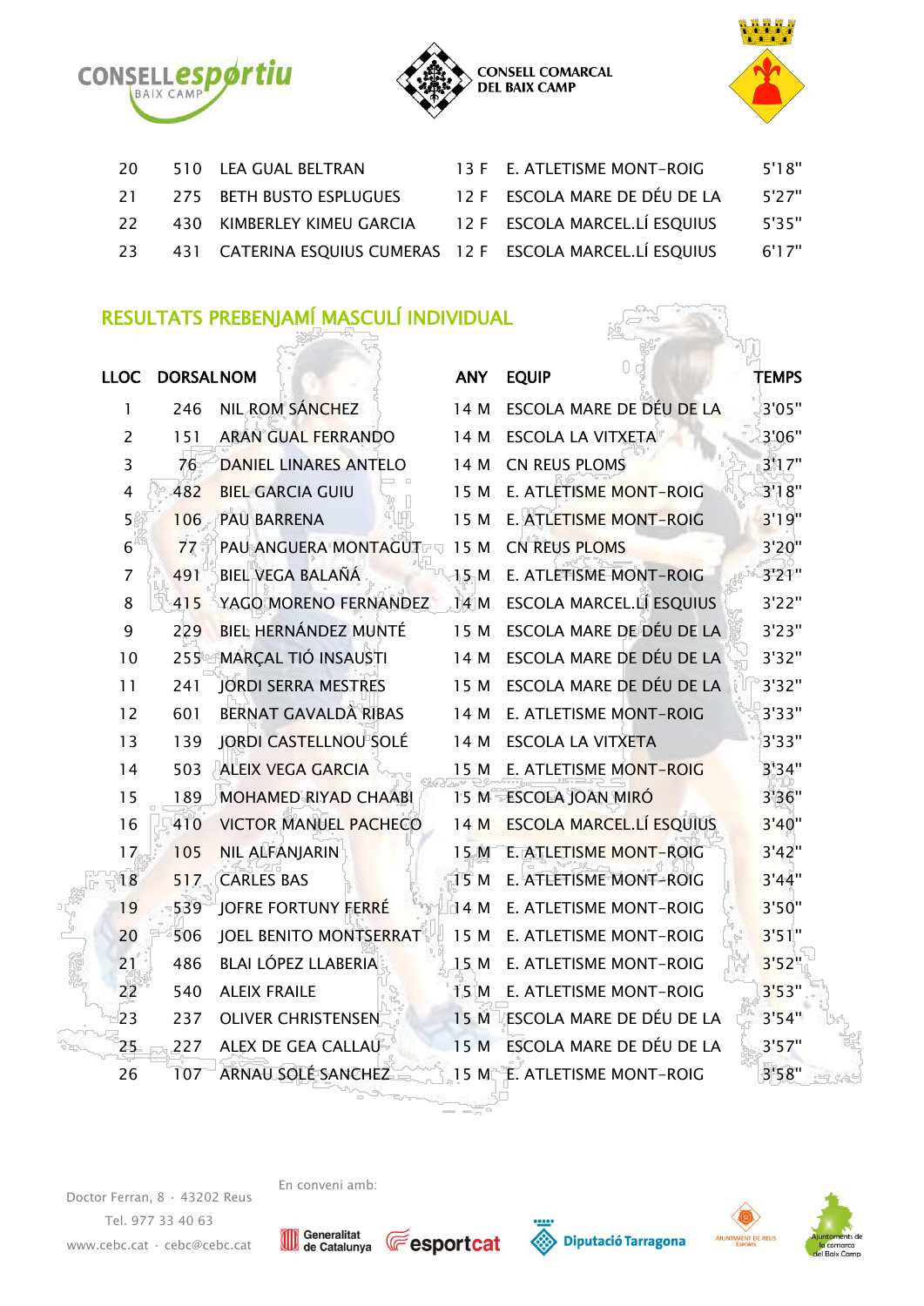| 20 | 510 | LEA GUAL BELTRAN | 13 F | E. ATLETISME MONT-ROIG | 5'18" |
|---|---|---|---|---|---|
| 21 | 275 | BETH BUSTO ESPLUGUES | 12 F | ESCOLA MARE DE DÉU DE LA | 5'27" |
| 22 | 430 | KIMBERLEY KIMEU GARCIA | 12 F | ESCOLA MARCEL.LÍ ESQUIUS | 5'35" |
| 23 | 431 | CATERINA ESQUIUS CUMERAS | 12 F | ESCOLA MARCEL.LÍ ESQUIUS | 6'17" |

## RESULTATS PREBENJAMÍ MASCULÍ INDIVIDUAL

| LLOC | DORSAL | NOM | ANY | EQUIP | TEMPS |
|---|---|---|---|---|---|
| 1 | 246 | NIL ROM SÁNCHEZ | 14 M | ESCOLA MARE DE DÉU DE LA | 3'05" |
| 2 | 151 | ARAN GUAL FERRANDO | 14 M | ESCOLA LA VITXETA | 3'06" |
| 3 | 76 | DANIEL LINARES ANTELO | 14 M | CN REUS PLOMS | 3'17" |
| 4 | 482 | BIEL GARCIA GUIU | 15 M | E. ATLETISME MONT-ROIG | 3'18" |
| 5 | 106 | PAU BARRENA | 15 M | E. ATLETISME MONT-ROIG | 3'19" |
| 6 | 77 | PAU ANGUERA MONTAGUT | 15 M | CN REUS PLOMS | 3'20" |
| 7 | 491 | BIEL VEGA BALAÑÁ | 15 M | E. ATLETISME MONT-ROIG | 3'21" |
| 8 | 415 | YAGO MORENO FERNÁNDEZ | 14 M | ESCOLA MARCEL.LÍ ESQUIUS | 3'22" |
| 9 | 229 | BIEL HERNÁNDEZ MUNTÉ | 15 M | ESCOLA MARE DE DÉU DE LA | 3'23" |
| 10 | 255 | MARÇAL TIÓ INSAUSTI | 14 M | ESCOLA MARE DE DÉU DE LA | 3'32" |
| 11 | 241 | JORDI SERRA MESTRES | 15 M | ESCOLA MARE DE DÉU DE LA | 3'32" |
| 12 | 601 | BERNAT GAVALDÀ RIBAS | 14 M | E. ATLETISME MONT-ROIG | 3'33" |
| 13 | 139 | JORDI CASTELLNOU SOLÉ | 14 M | ESCOLA LA VITXETA | 3'33" |
| 14 | 503 | ALEIX VEGA GARCIA | 15 M | E. ATLETISME MONT-ROIG | 3'34" |
| 15 | 189 | MOHAMED RIYAD CHAABI | 15 M | ESCOLA JOAN MIRÓ | 3'36" |
| 16 | 410 | VICTOR MANUEL PACHECO | 14 M | ESCOLA MARCEL.LÍ ESQUIUS | 3'40" |
| 17 | 105 | NIL ALFANJARIN | 15 M | E. ATLETISME MONT-ROIG | 3'42" |
| 18 | 517 | CARLES BAS | 15 M | E. ATLETISME MONT-ROIG | 3'44" |
| 19 | 539 | JOFRE FORTUNY FERRÉ | 14 M | E. ATLETISME MONT-ROIG | 3'50" |
| 20 | 506 | JOEL BENITO MONTSERRAT | 15 M | E. ATLETISME MONT-ROIG | 3'51" |
| 21 | 486 | BLAI LÓPEZ LLABERIA | 15 M | E. ATLETISME MONT-ROIG | 3'52" |
| 22 | 540 | ALEIX FRAILE | 15 M | E. ATLETISME MONT-ROIG | 3'53" |
| 23 | 237 | OLIVER CHRISTENSEN | 15 M | ESCOLA MARE DE DÉU DE LA | 3'54" |
| 25 | 227 | ALEX DE GEA CALLAU | 15 M | ESCOLA MARE DE DÉU DE LA | 3'57" |
| 26 | 107 | ARNAU SOLÉ SANCHEZ | 15 M | E. ATLETISME MONT-ROIG | 3'58" |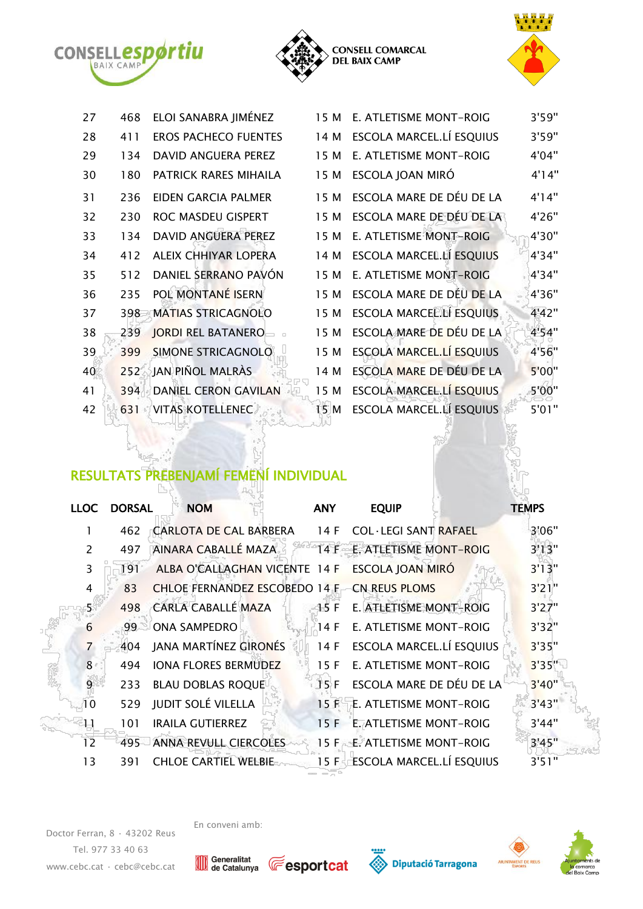| | | | | | |
|---|---|---|---|---|---|
| 27 | 468 | ELOI SANABRA JIMÉNEZ | 15 M | E. ATLETISME MONT-ROIG | 3'59" |
| 28 | 411 | EROS PACHECO FUENTES | 14 M | ESCOLA MARCEL.LÍ ESQUIUS | 3'59" |
| 29 | 134 | DAVID ANGUERA PEREZ | 15 M | E. ATLETISME MONT-ROIG | 4'04" |
| 30 | 180 | PATRICK RARES MIHAILA | 15 M | ESCOLA JOAN MIRÓ | 4'14" |
| 31 | 236 | EIDEN GARCIA PALMER | 15 M | ESCOLA MARE DE DÉU DE LA | 4'14" |
| 32 | 230 | ROC MASDEU GISPERT | 15 M | ESCOLA MARE DE DÉU DE LA | 4'26" |
| 33 | 134 | DAVID ANGUERA PEREZ | 15 M | E. ATLETISME MONT-ROIG | 4'30" |
| 34 | 412 | ALEIX CHHIYAR LOPERA | 14 M | ESCOLA MARCEL.LÍ ESQUIUS | 4'34" |
| 35 | 512 | DANIEL SERRANO PAVÓN | 15 M | E. ATLETISME MONT-ROIG | 4'34" |
| 36 | 235 | POL MONTANÉ ISERN | 15 M | ESCOLA MARE DE DÉU DE LA | 4'36" |
| 37 | 398 | MATIAS STRICAGNOLO | 15 M | ESCOLA MARCEL.LÍ ESQUIUS | 4'42" |
| 38 | 239 | JORDI REL BATANERO | 15 M | ESCOLA MARE DE DÉU DE LA | 4'54" |
| 39 | 399 | SIMONE STRICAGNOLO | 15 M | ESCOLA MARCEL.LÍ ESQUIUS | 4'56" |
| 40 | 252 | JAN PIÑOL MALRÀS | 14 M | ESCOLA MARE DE DÉU DE LA | 5'00" |
| 41 | 394 | DANIEL CERON GAVILAN | 15 M | ESCOLA MARCEL.LÍ ESQUIUS | 5'00" |
| 42 | 631 | VITAS KOTELLENEC | 15 M | ESCOLA MARCEL.LÍ ESQUIUS | 5'01" |

## RESULTATS PREBENJAMÍ FEMENÍ INDIVIDUAL

| LLOC | DORSAL | NOM | ANY | EQUIP | TEMPS |
|---|---|---|---|---|---|
| 1 | 462 | CARLOTA DE CAL BARBERA | 14 F | COL·LEGI SANT RAFAEL | 3'06" |
| 2 | 497 | AINARA CABALLÉ MAZA | 14 F | E. ATLETISME MONT-ROIG | 3'13" |
| 3 | 191 | ALBA O'CALLAGHAN VICENTE | 14 F | ESCOLA JOAN MIRÓ | 3'13" |
| 4 | 83 | CHLOE FERNANDEZ ESCOBEDO | 14 F | CN REUS PLOMS | 3'21" |
| 5 | 498 | CARLA CABALLÉ MAZA | 15 F | E. ATLETISME MONT-ROIG | 3'27" |
| 6 | 99 | ONA SAMPEDRO | 14 F | E. ATLETISME MONT-ROIG | 3'32" |
| 7 | 404 | JANA MARTÍNEZ GIRONÉS | 14 F | ESCOLA MARCEL.LÍ ESQUIUS | 3'35" |
| 8 | 494 | IONA FLORES BERMUDEZ | 15 F | E. ATLETISME MONT-ROIG | 3'35" |
| 9 | 233 | BLAU DOBLAS ROQUE | 15 F | ESCOLA MARE DE DÉU DE LA | 3'40" |
| 10 | 529 | JUDIT SOLÉ VILELLA | 15 F | E. ATLETISME MONT-ROIG | 3'43" |
| 11 | 101 | IRAILA GUTIERREZ | 15 F | E. ATLETISME MONT-ROIG | 3'44" |
| 12 | 495 | ANNA REVULL CIERCOLES | 15 F | E. ATLETISME MONT-ROIG | 3'45" |
| 13 | 391 | CHLOE CARTIEL WELBIE | 15 F | ESCOLA MARCEL.LÍ ESQUIUS | 3'51" |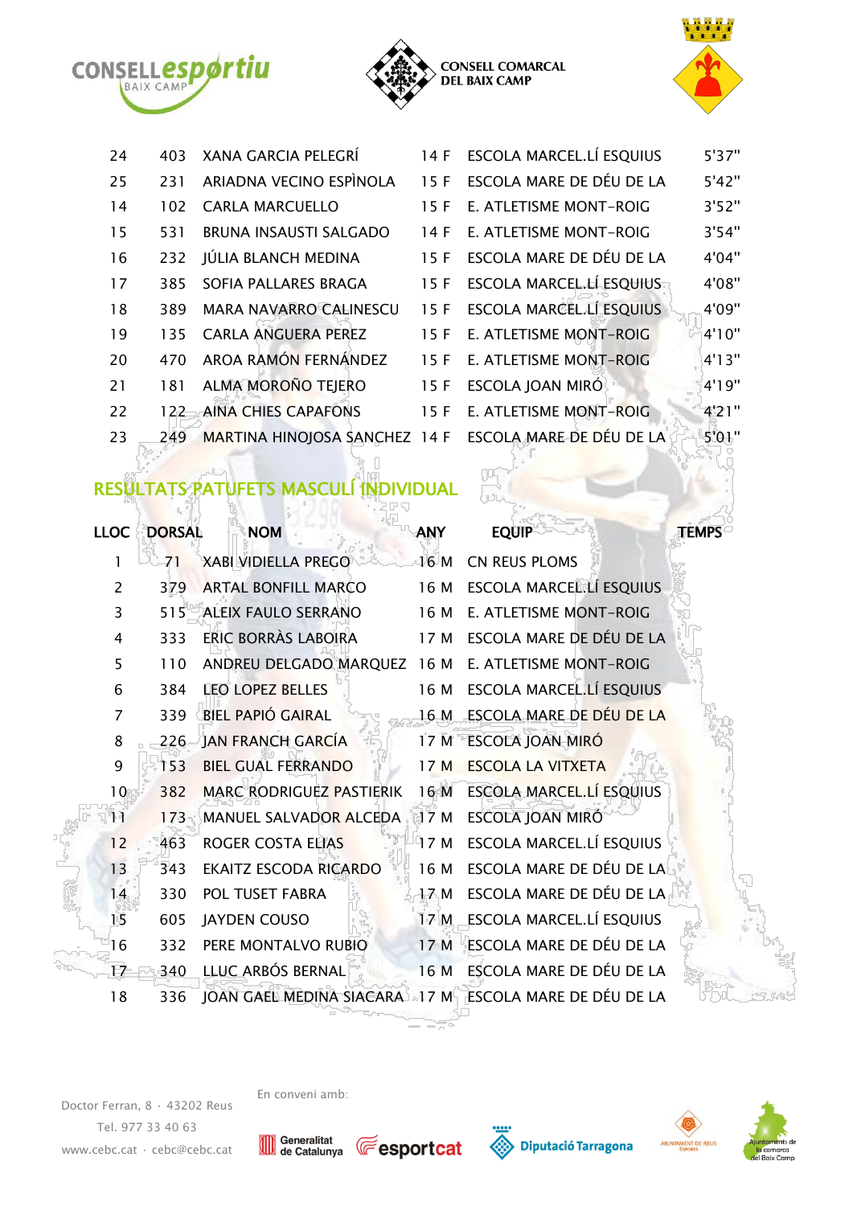| | | | | | |
|---|---|---|---|---|---|
| 24 | 403 | XANA GARCIA PELEGRÍ | 14 F | ESCOLA MARCEL.LÍ ESQUIUS | 5'37" |
| 25 | 231 | ARIADNA VECINO ESPÌNOLA | 15 F | ESCOLA MARE DE DÉU DE LA | 5'42" |
| 14 | 102 | CARLA MARCUELLO | 15 F | E. ATLETISME MONT-ROIG | 3'52" |
| 15 | 531 | BRUNA INSAUSTI SALGADO | 14 F | E. ATLETISME MONT-ROIG | 3'54" |
| 16 | 232 | JÚLIA BLANCH MEDINA | 15 F | ESCOLA MARE DE DÉU DE LA | 4'04" |
| 17 | 385 | SOFIA PALLARES BRAGA | 15 F | ESCOLA MARCEL.LÍ ESQUIUS | 4'08" |
| 18 | 389 | MARA NAVARRO CALINESCU | 15 F | ESCOLA MARCEL.LÍ ESQUIUS | 4'09" |
| 19 | 135 | CARLA ANGUERA PEREZ | 15 F | E. ATLETISME MONT-ROIG | 4'10" |
| 20 | 470 | AROA RAMÓN FERNÁNDEZ | 15 F | E. ATLETISME MONT-ROIG | 4'13" |
| 21 | 181 | ALMA MOROÑO TEJERO | 15 F | ESCOLA JOAN MIRÓ | 4'19" |
| 22 | 122 | AINA CHIES CAPAFONS | 15 F | E. ATLETISME MONT-ROIG | 4'21" |
| 23 | 249 | MARTINA HINOJOSA SANCHEZ | 14 F | ESCOLA MARE DE DÉU DE LA | 5'01" |

## RESULTATS PATUFETS MASCULÍ INDIVIDUAL

| LLOC | DORSAL | NOM | ANY | EQUIP | TEMPS |
|---|---|---|---|---|---|
| 1 | 71 | XABI VIDIELLA PREGO | 16 M | CN REUS PLOMS | |
| 2 | 379 | ARTAL BONFILL MARCO | 16 M | ESCOLA MARCEL.LÍ ESQUIUS | |
| 3 | 515 | ALEIX FAULO SERRANO | 16 M | E. ATLETISME MONT-ROIG | |
| 4 | 333 | ERIC BORRÀS LABOIRA | 17 M | ESCOLA MARE DE DÉU DE LA | |
| 5 | 110 | ANDREU DELGADO MARQUEZ | 16 M | E. ATLETISME MONT-ROIG | |
| 6 | 384 | LEO LOPEZ BELLES | 16 M | ESCOLA MARCEL.LÍ ESQUIUS | |
| 7 | 339 | BIEL PAPIÓ GAIRAL | 16 M | ESCOLA MARE DE DÉU DE LA | |
| 8 | 226 | JAN FRANCH GARCÍA | 17 M | ESCOLA JOAN MIRÓ | |
| 9 | 153 | BIEL GUAL FERRANDO | 17 M | ESCOLA LA VITXETA | |
| 10 | 382 | MARC RODRIGUEZ PASTIERIK | 16 M | ESCOLA MARCEL.LÍ ESQUIUS | |
| 11 | 173 | MANUEL SALVADOR ALCEDA | 17 M | ESCOLA JOAN MIRÓ | |
| 12 | 463 | ROGER COSTA ELIAS | 17 M | ESCOLA MARCEL.LÍ ESQUIUS | |
| 13 | 343 | EKAITZ ESCODA RICARDO | 16 M | ESCOLA MARE DE DÉU DE LA | |
| 14 | 330 | POL TUSET FABRA | 17 M | ESCOLA MARE DE DÉU DE LA | |
| 15 | 605 | JAYDEN COUSO | 17 M | ESCOLA MARCEL.LÍ ESQUIUS | |
| 16 | 332 | PERE MONTALVO RUBIO | 17 M | ESCOLA MARE DE DÉU DE LA | |
| 17 | 340 | LLUC ARBÓS BERNAL | 16 M | ESCOLA MARE DE DÉU DE LA | |
| 18 | 336 | JOAN GAEL MEDINA SIACARA | 17 M | ESCOLA MARE DE DÉU DE LA | |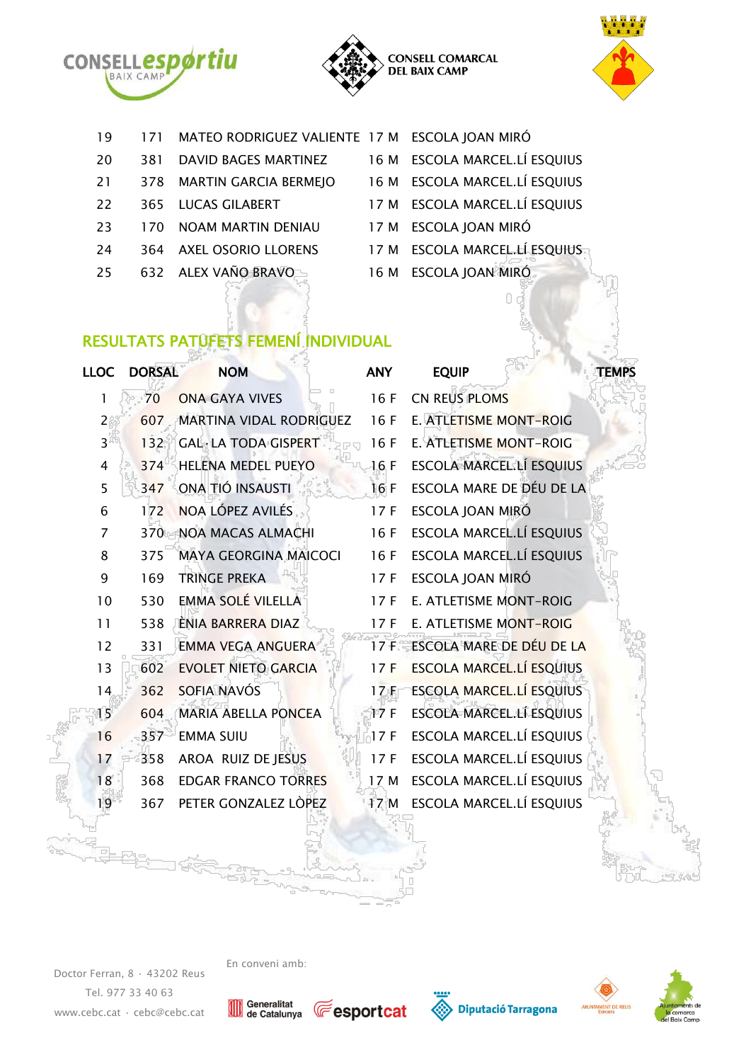| | | | | |
|---|---|---|---|---|
| 19 | 171 | MATEO RODRIGUEZ VALIENTE | 17 M | ESCOLA JOAN MIRÓ |
| 20 | 381 | DAVID BAGES MARTINEZ | 16 M | ESCOLA MARCEL.LÍ ESQUIUS |
| 21 | 378 | MARTIN GARCIA BERMEJO | 16 M | ESCOLA MARCEL.LÍ ESQUIUS |
| 22 | 365 | LUCAS GILABERT | 17 M | ESCOLA MARCEL.LÍ ESQUIUS |
| 23 | 170 | NOAM MARTIN DENIAU | 17 M | ESCOLA JOAN MIRÓ |
| 24 | 364 | AXEL OSORIO LLORENS | 17 M | ESCOLA MARCEL.LÍ ESQUIUS |
| 25 | 632 | ALEX VAÑO BRAVO | 16 M | ESCOLA JOAN MIRÓ |

## RESULTATS PATUFETS FEMENÍ INDIVIDUAL

| LLOC | DORSAL | NOM | ANY | EQUIP | TEMPS |
|---|---|---|---|---|---|
| 1 | 70 | ONA GAYA VIVES | 16 F | CN REUS PLOMS | |
| 2 | 607 | MARTINA VIDAL RODRIGUEZ | 16 F | E. ATLETISME MONT-ROIG | |
| 3 | 132 | GAL·LA TODA GISPERT | 16 F | E. ATLETISME MONT-ROIG | |
| 4 | 374 | HELENA MEDEL PUEYO | 16 F | ESCOLA MARCEL.LÍ ESQUIUS | |
| 5 | 347 | ONA TIÓ INSAUSTI | 16 F | ESCOLA MARE DE DÉU DE LA | |
| 6 | 172 | NOA LÓPEZ AVILÉS | 17 F | ESCOLA JOAN MIRÓ | |
| 7 | 370 | NOA MACAS ALMACHI | 16 F | ESCOLA MARCEL.LÍ ESQUIUS | |
| 8 | 375 | MAYA GEORGINA MAICOCI | 16 F | ESCOLA MARCEL.LÍ ESQUIUS | |
| 9 | 169 | TRINGE PREKA | 17 F | ESCOLA JOAN MIRÓ | |
| 10 | 530 | EMMA SOLÉ VILELLA | 17 F | E. ATLETISME MONT-ROIG | |
| 11 | 538 | ÈNIA BARRERA DIAZ | 17 F | E. ATLETISME MONT-ROIG | |
| 12 | 331 | EMMA VEGA ANGUERA | 17 F | ESCOLA MARE DE DÉU DE LA | |
| 13 | 602 | EVOLET NIETO GARCIA | 17 F | ESCOLA MARCEL.LÍ ESQUIUS | |
| 14 | 362 | SOFIA NAVÓS | 17 F | ESCOLA MARCEL.LÍ ESQUIUS | |
| 15 | 604 | MARIA ABELLA PONCEA | 17 F | ESCOLA MARCEL.LÍ ESQUIUS | |
| 16 | 357 | EMMA SUIU | 17 F | ESCOLA MARCEL.LÍ ESQUIUS | |
| 17 | 358 | AROA RUIZ DE JESUS | 17 F | ESCOLA MARCEL.LÍ ESQUIUS | |
| 18 | 368 | EDGAR FRANCO TORRES | 17 M | ESCOLA MARCEL.LÍ ESQUIUS | |
| 19 | 367 | PETER GONZALEZ LÒPEZ | 17 M | ESCOLA MARCEL.LÍ ESQUIUS | |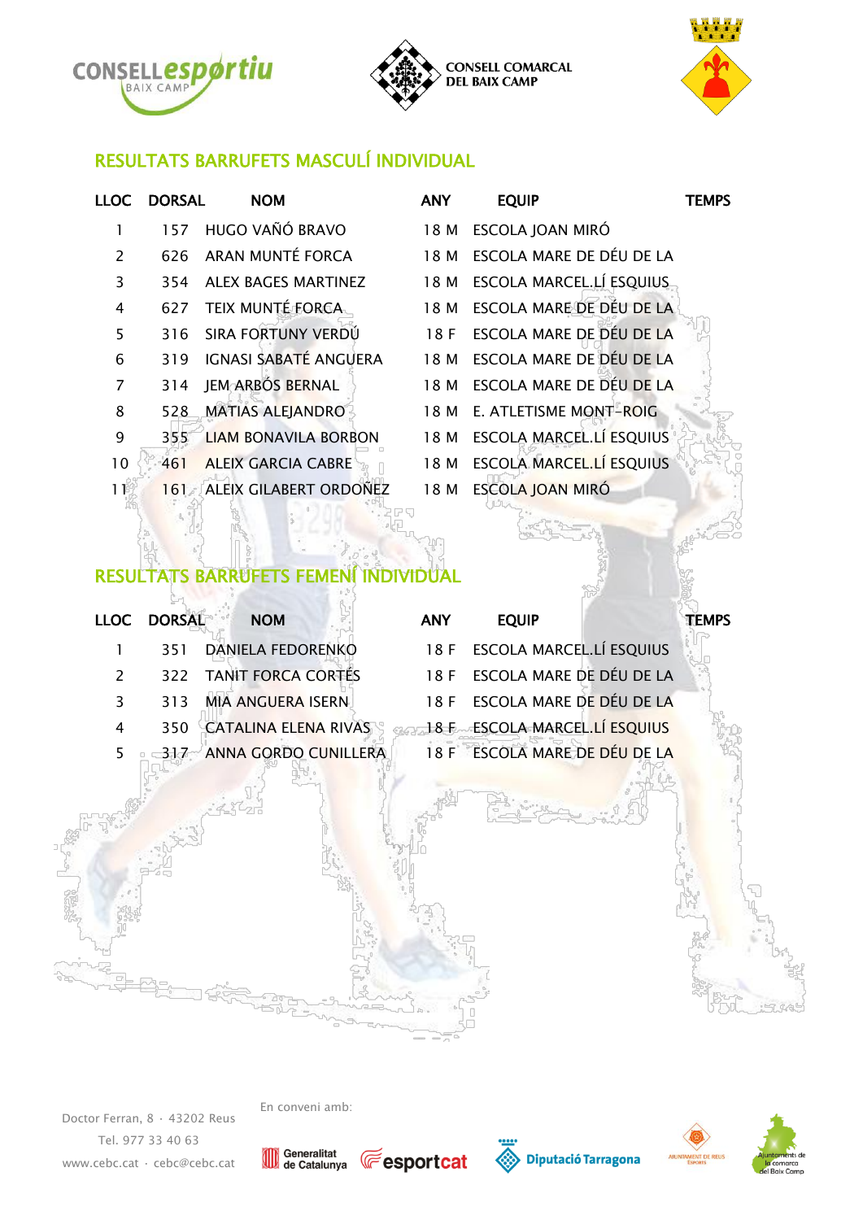## RESULTATS BARRUFETS MASCULÍ INDIVIDUAL

| LLOC | DORSAL | NOM | ANY | EQUIP | TEMPS |
|---|---|---|---|---|---|
| 1 | 157 | HUGO VAÑÓ BRAVO | 18 M | ESCOLA JOAN MIRÓ | |
| 2 | 626 | ARAN MUNTÉ FORCA | 18 M | ESCOLA MARE DE DÉU DE LA | |
| 3 | 354 | ALEX BAGES MARTINEZ | 18 M | ESCOLA MARCEL.LÍ ESQUIUS | |
| 4 | 627 | TEIX MUNTÉ FORCA | 18 M | ESCOLA MARE DE DÉU DE LA | |
| 5 | 316 | SIRA FORTUNY VERDÚ | 18 F | ESCOLA MARE DE DÉU DE LA | |
| 6 | 319 | IGNASI SABATÉ ANGUERA | 18 M | ESCOLA MARE DE DÉU DE LA | |
| 7 | 314 | JEM ARBÓS BERNAL | 18 M | ESCOLA MARE DE DÉU DE LA | |
| 8 | 528 | MATIAS ALEJANDRO | 18 M | E. ATLETISME MONT-ROIG | |
| 9 | 355 | LIAM BONAVILA BORBON | 18 M | ESCOLA MARCEL.LÍ ESQUIUS | |
| 10 | 461 | ALEIX GARCIA CABRE | 18 M | ESCOLA MARCEL.LÍ ESQUIUS | |
| 11 | 161 | ALEIX GILABERT ORDOÑEZ | 18 M | ESCOLA JOAN MIRÓ | |

## RESULTATS BARRUFETS FEMENÍ INDIVIDUAL

| LLOC | DORSAL | NOM | ANY | EQUIP | TEMPS |
|---|---|---|---|---|---|
| 1 | 351 | DANIELA FEDORENKO | 18 F | ESCOLA MARCEL.LÍ ESQUIUS | |
| 2 | 322 | TANIT FORCA CORTÉS | 18 F | ESCOLA MARE DE DÉU DE LA | |
| 3 | 313 | MIA ANGUERA ISERN | 18 F | ESCOLA MARE DE DÉU DE LA | |
| 4 | 350 | CATALINA ELENA RIVAS | 18 F | ESCOLA MARCEL.LÍ ESQUIUS | |
| 5 | 317 | ANNA GORDO CUNILLERA | 18 F | ESCOLA MARE DE DÉU DE LA | |

Doctor Ferran, 8 · 43202 Reus
Tel. 977 33 40 63
www.cebc.cat · cebc@cebc.cat

En conveni amb: